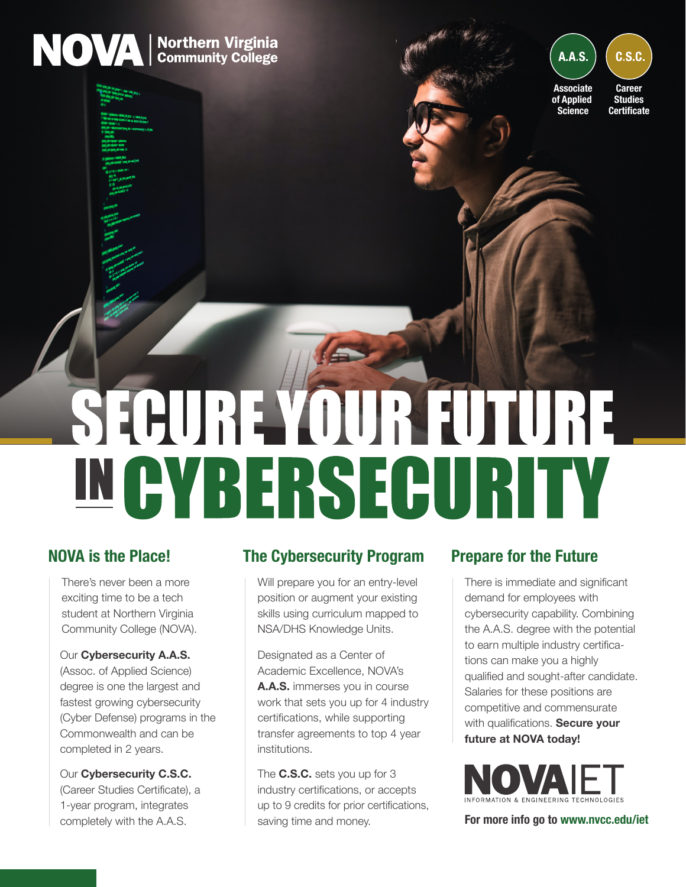**NOVA** | Northern Virginia Community College

**A.A.S.** Associate of Applied Science

**C.S.C.** Career Studies Certificate

# SECURE YOUR FUTURE IN CYBERSECURITY

## NOVA is the Place!

There's never been a more exciting time to be a tech student at Northern Virginia Community College (NOVA).

Our **Cybersecurity A.A.S.** (Assoc. of Applied Science) degree is one the largest and fastest growing cybersecurity (Cyber Defense) programs in the Commonwealth and can be completed in 2 years.

Our **Cybersecurity C.S.C.** (Career Studies Certificate), a 1-year program, integrates completely with the A.A.S.

## The Cybersecurity Program

Will prepare you for an entry-level position or augment your existing skills using curriculum mapped to NSA/DHS Knowledge Units.

Designated as a Center of Academic Excellence, NOVA's **A.A.S.** immerses you in course work that sets you up for 4 industry certifications, while supporting transfer agreements to top 4 year institutions.

The **C.S.C.** sets you up for 3 industry certifications, or accepts up to 9 credits for prior certifications, saving time and money.

## Prepare for the Future

There is immediate and significant demand for employees with cybersecurity capability. Combining the A.A.S. degree with the potential to earn multiple industry certifications can make you a highly qualified and sought-after candidate. Salaries for these positions are competitive and commensurate with qualifications. **Secure your future at NOVA today!**

NOVA IET – INFORMATION & ENGINEERING TECHNOLOGIES

**For more info go to www.nvcc.edu/iet**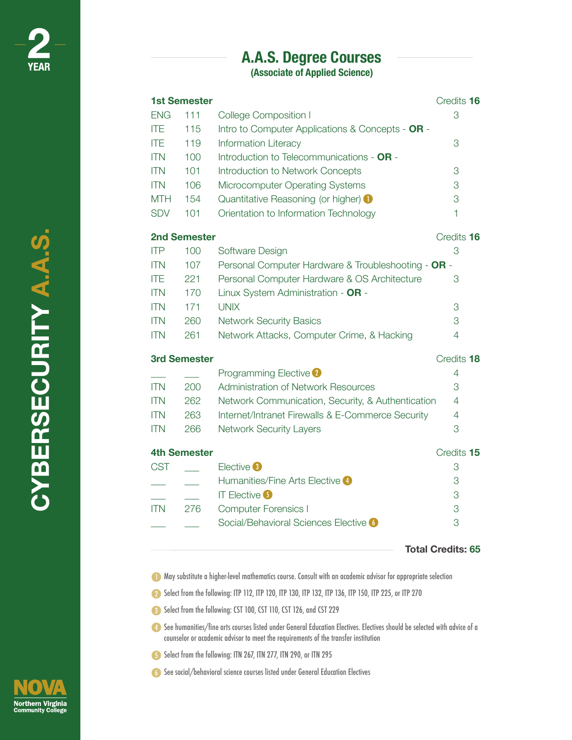# 2 YEAR

# CYBERSECURITY A.A.S.

## A.A.S. Degree Courses
**(Associate of Applied Science)**

| 1st Semester | | | Credits 16 |
|---|---|---|---|
| ENG | 111 | College Composition I | 3 |
| ITE | 115 | Intro to Computer Applications & Concepts - **OR** - | |
| ITE | 119 | Information Literacy | 3 |
| ITN | 100 | Introduction to Telecommunications - **OR** - | |
| ITN | 101 | Introduction to Network Concepts | 3 |
| ITN | 106 | Microcomputer Operating Systems | 3 |
| MTH | 154 | Quantitative Reasoning (or higher) [1] | 3 |
| SDV | 101 | Orientation to Information Technology | 1 |

| 2nd Semester | | | Credits 16 |
|---|---|---|---|
| ITP | 100 | Software Design | 3 |
| ITN | 107 | Personal Computer Hardware & Troubleshooting - **OR** - | |
| ITE | 221 | Personal Computer Hardware & OS Architecture | 3 |
| ITN | 170 | Linux System Administration - **OR** - | |
| ITN | 171 | UNIX | 3 |
| ITN | 260 | Network Security Basics | 3 |
| ITN | 261 | Network Attacks, Computer Crime, & Hacking | 4 |

| 3rd Semester | | | Credits 18 |
|---|---|---|---|
| ___ | ___ | Programming Elective [2] | 4 |
| ITN | 200 | Administration of Network Resources | 3 |
| ITN | 262 | Network Communication, Security, & Authentication | 4 |
| ITN | 263 | Internet/Intranet Firewalls & E-Commerce Security | 4 |
| ITN | 266 | Network Security Layers | 3 |

| 4th Semester | | | Credits 15 |
|---|---|---|---|
| CST | ___ | Elective [3] | 3 |
| ___ | ___ | Humanities/Fine Arts Elective [4] | 3 |
| ___ | ___ | IT Elective [5] | 3 |
| ITN | 276 | Computer Forensics I | 3 |
| ___ | ___ | Social/Behavioral Sciences Elective [6] | 3 |

**Total Credits: 65**

1. May substitute a higher-level mathematics course. Consult with an academic advisor for appropriate selection
2. Select from the following: ITP 112, ITP 120, ITP 130, ITP 132, ITP 136, ITP 150, ITP 225, or ITP 270
3. Select from the following: CST 100, CST 110, CST 126, and CST 229
4. See humanities/fine arts courses listed under General Education Electives. Electives should be selected with advice of a counselor or academic advisor to meet the requirements of the transfer institution
5. Select from the following: ITN 267, ITN 277, ITN 290, or ITN 295
6. See social/behavioral science courses listed under General Education Electives

NOVA
Northern Virginia Community College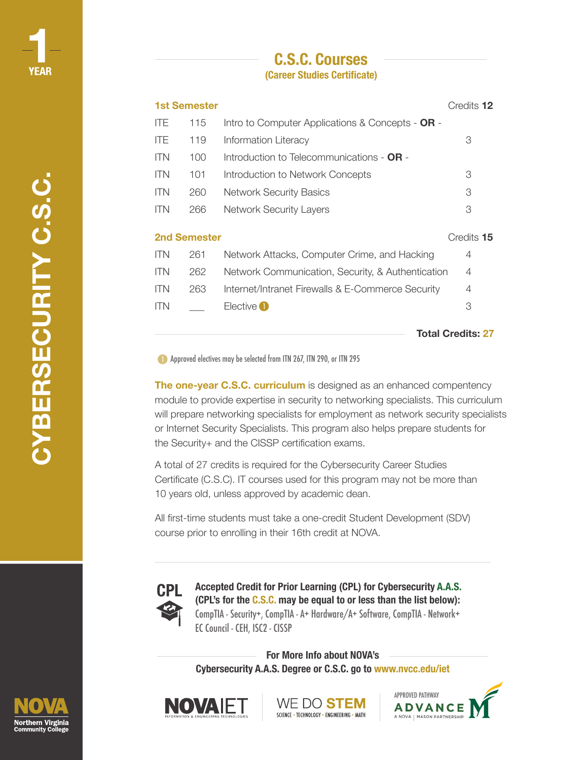1 YEAR

CYBERSECURITY C.S.C.

## C.S.C. Courses

### (Career Studies Certificate)

| | | | |
|---|---|---|---|
| **1st Semester** | | | Credits **12** |
| ITE | 115 | Intro to Computer Applications & Concepts - **OR** - | |
| ITE | 119 | Information Literacy | 3 |
| ITN | 100 | Introduction to Telecommunications - **OR** - | |
| ITN | 101 | Introduction to Network Concepts | 3 |
| ITN | 260 | Network Security Basics | 3 |
| ITN | 266 | Network Security Layers | 3 |
| **2nd Semester** | | | Credits **15** |
| ITN | 261 | Network Attacks, Computer Crime, and Hacking | 4 |
| ITN | 262 | Network Communication, Security, & Authentication | 4 |
| ITN | 263 | Internet/Intranet Firewalls & E-Commerce Security | 4 |
| ITN | ___ | Elective [1] | 3 |

**Total Credits: 27**

[1] Approved electives may be selected from ITN 267, ITN 290, or ITN 295

**The one-year C.S.C. curriculum** is designed as an enhanced competency module to provide expertise in security to networking specialists. This curriculum will prepare networking specialists for employment as network security specialists or Internet Security Specialists. This program also helps prepare students for the Security+ and the CISSP certification exams.

A total of 27 credits is required for the Cybersecurity Career Studies Certificate (C.S.C). IT courses used for this program may not be more than 10 years old, unless approved by academic dean.

All first-time students must take a one-credit Student Development (SDV) course prior to enrolling in their 16th credit at NOVA.

CPL

**Accepted Credit for Prior Learning (CPL) for Cybersecurity A.A.S. (CPL's for the C.S.C. may be equal to or less than the list below):**
CompTIA - Security+, CompTIA - A+ Hardware/A+ Software, CompTIA - Network+
EC Council - CEH, ISC2 - CISSP

**For More Info about NOVA's Cybersecurity A.A.S. Degree or C.S.C. go to www.nvcc.edu/iet**

NOVA Northern Virginia Community College

NOVA IET INFORMATION & ENGINEERING TECHNOLOGIES

WE DO STEM SCIENCE • TECHNOLOGY • ENGINEERING • MATH

APPROVED PATHWAY ADVANCE A NOVA | MASON PARTNERSHIP